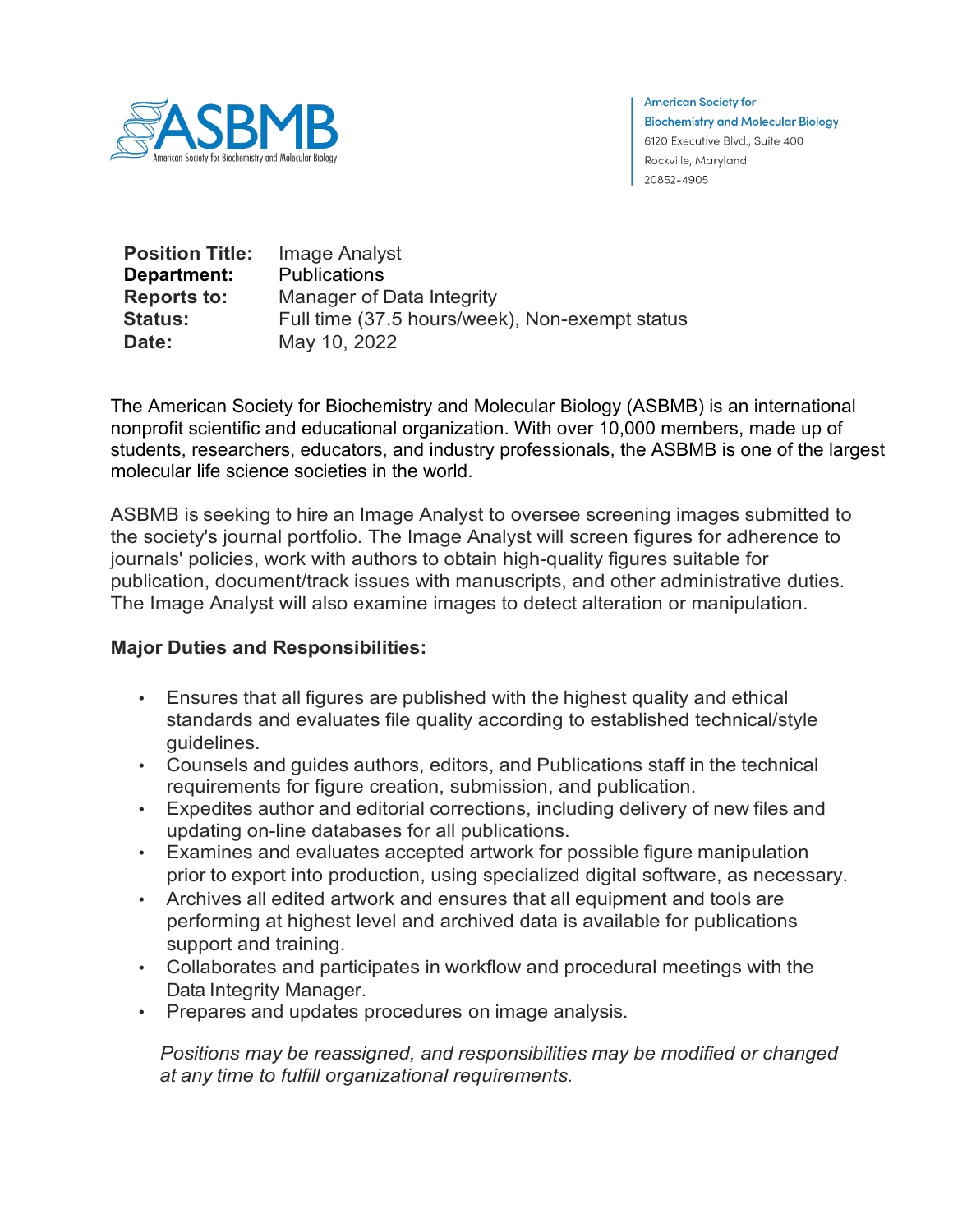ASBMB
American Society for Biochemistry and Molecular Biology

American Society for Biochemistry and Molecular Biology
6120 Executive Blvd., Suite 400
Rockville, Maryland
20852-4905

| | |
|---|---|
| **Position Title:** | Image Analyst |
| **Department:** | Publications |
| **Reports to:** | Manager of Data Integrity |
| **Status:** | Full time (37.5 hours/week), Non-exempt status |
| **Date:** | May 10, 2022 |

The American Society for Biochemistry and Molecular Biology (ASBMB) is an international nonprofit scientific and educational organization. With over 10,000 members, made up of students, researchers, educators, and industry professionals, the ASBMB is one of the largest molecular life science societies in the world.

ASBMB is seeking to hire an Image Analyst to oversee screening images submitted to the society's journal portfolio. The Image Analyst will screen figures for adherence to journals' policies, work with authors to obtain high-quality figures suitable for publication, document/track issues with manuscripts, and other administrative duties. The Image Analyst will also examine images to detect alteration or manipulation.

**Major Duties and Responsibilities:**

- Ensures that all figures are published with the highest quality and ethical standards and evaluates file quality according to established technical/style guidelines.
- Counsels and guides authors, editors, and Publications staff in the technical requirements for figure creation, submission, and publication.
- Expedites author and editorial corrections, including delivery of new files and updating on-line databases for all publications.
- Examines and evaluates accepted artwork for possible figure manipulation prior to export into production, using specialized digital software, as necessary.
- Archives all edited artwork and ensures that all equipment and tools are performing at highest level and archived data is available for publications support and training.
- Collaborates and participates in workflow and procedural meetings with the Data Integrity Manager.
- Prepares and updates procedures on image analysis.

*Positions may be reassigned, and responsibilities may be modified or changed at any time to fulfill organizational requirements.*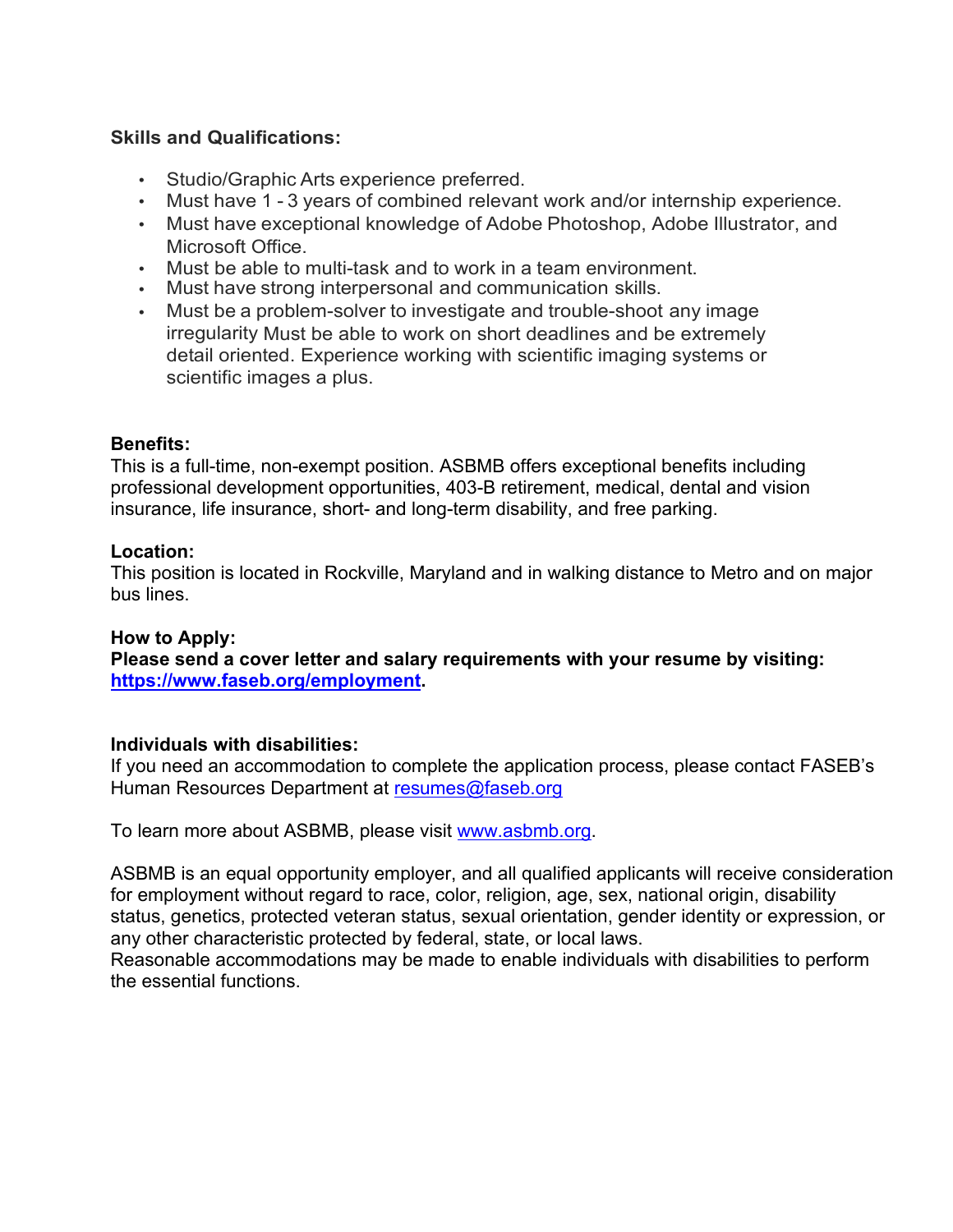**Skills and Qualifications:**

- Studio/Graphic Arts experience preferred.
- Must have 1 - 3 years of combined relevant work and/or internship experience.
- Must have exceptional knowledge of Adobe Photoshop, Adobe Illustrator, and Microsoft Office.
- Must be able to multi-task and to work in a team environment.
- Must have strong interpersonal and communication skills.
- Must be a problem-solver to investigate and trouble-shoot any image irregularity Must be able to work on short deadlines and be extremely detail oriented. Experience working with scientific imaging systems or scientific images a plus.

**Benefits:**
This is a full-time, non-exempt position. ASBMB offers exceptional benefits including professional development opportunities, 403-B retirement, medical, dental and vision insurance, life insurance, short- and long-term disability, and free parking.

**Location:**
This position is located in Rockville, Maryland and in walking distance to Metro and on major bus lines.

**How to Apply:**
**Please send a cover letter and salary requirements with your resume by visiting: [https://www.faseb.org/employment](https://www.faseb.org/employment).**

**Individuals with disabilities:**
If you need an accommodation to complete the application process, please contact FASEB's Human Resources Department at [resumes@faseb.org](mailto:resumes@faseb.org)

To learn more about ASBMB, please visit [www.asbmb.org](http://www.asbmb.org).

ASBMB is an equal opportunity employer, and all qualified applicants will receive consideration for employment without regard to race, color, religion, age, sex, national origin, disability status, genetics, protected veteran status, sexual orientation, gender identity or expression, or any other characteristic protected by federal, state, or local laws.
Reasonable accommodations may be made to enable individuals with disabilities to perform the essential functions.